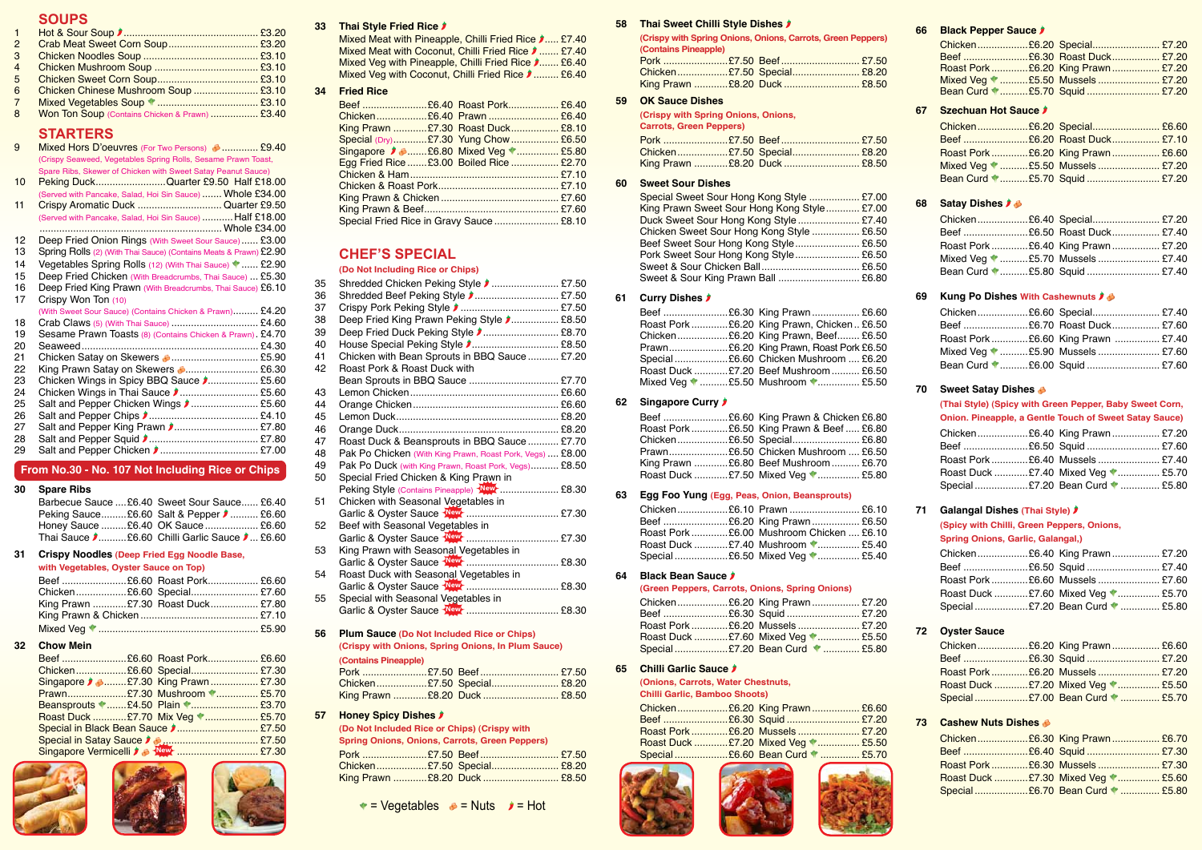## SOUPS

1. Hot & Sour Soup 🌶 ........ £3.20
2. Crab Meat Sweet Corn Soup ........ £3.20
3. Chicken Noodles Soup ........ £3.10
4. Chicken Mushroom Soup ........ £3.10
5. Chicken Sweet Corn Soup ........ £3.10
6. Chicken Chinese Mushroom Soup ........ £3.10
7. Mixed Vegetables Soup ........ £3.10
8. Won Ton Soup (Contains Chicken & Prawn) ........ £3.40

## STARTERS

9. Mixed Hors D'oeuvres (For Two Persons) ........ £9.40
   (Crispy Seaweed, Vegetables Spring Rolls, Sesame Prawn Toast, Spare Ribs, Skewer of Chicken with Sweet Satay Peanut Sauce)
10. Peking Duck ........ Quarter £9.50 Half £18.00
    (Served with Pancake, Salad, Hoi Sin Sauce) ........ Whole £34.00
11. Crispy Aromatic Duck ........ Quarter £9.50
    (Served with Pancake, Salad, Hoi Sin Sauce) ........ Half £18.00
    ........ Whole £34.00
12. Deep Fried Onion Rings (With Sweet Sour Sauce) ........ £3.00
13. Spring Rolls (2) (With Thai Sauce) (Contains Meats & Prawn) £2.90
14. Vegetables Spring Rolls (12) (With Thai Sauce) ........ £2.90
15. Deep Fried Chicken (With Breadcrumbs, Thai Sauce) ... £5.30
16. Deep Fried King Prawn (With Breadcrumbs, Thai Sauce) £6.10
17. Crispy Won Ton (10)
    (With Sweet Sour Sauce) (Contains Chicken & Prawn) ........ £4.20
18. Crab Claws (5) (With Thai Sauce) ........ £4.60
19. Sesame Prawn Toasts (8) (Contains Chicken & Prawn) £4.70
20. Seaweed ........ £4.30
21. Chicken Satay on Skewers ........ £5.90
22. King Prawn Satay on Skewers ........ £6.30
23. Chicken Wings in Spicy BBQ Sauce 🌶 ........ £5.60
24. Chicken Wings in Thai Sauce 🌶 ........ £5.60
25. Salt and Pepper Chicken Wings 🌶 ........ £5.60
26. Salt and Pepper Chips 🌶 ........ £4.10
27. Salt and Pepper King Prawn 🌶 ........ £7.80
28. Salt and Pepper Squid 🌶 ........ £7.80
29. Salt and Pepper Chicken 🌶 ........ £7.00

**From No.30 - No. 107 Not Including Rice or Chips**

### 30 Spare Ribs

| | | | |
|---|---|---|---|
| Barbecue Sauce | £6.40 | Sweet Sour Sauce | £6.40 |
| Peking Sauce | £6.60 | Salt & Pepper 🌶 | £6.60 |
| Honey Sauce | £6.40 | OK Sauce | £6.60 |
| Thai Sauce 🌶 | £6.60 | Chilli Garlic Sauce 🌶 | £6.60 |

### 31 Crispy Noodles (Deep Fried Egg Noodle Base, with Vegetables, Oyster Sauce on Top)

| | | | |
|---|---|---|---|
| Beef | £6.60 | Roast Pork | £6.60 |
| Chicken | £6.60 | Special | £7.60 |
| King Prawn | £7.30 | Roast Duck | £7.80 |
| King Prawn & Chicken | | | £7.10 |
| Mixed Veg | | | £5.90 |

### 32 Chow Mein

| | | | |
|---|---|---|---|
| Beef | £6.60 | Roast Pork | £6.60 |
| Chicken | £6.60 | Special | £7.30 |
| Singapore 🌶 | £7.30 | King Prawn | £7.30 |
| Prawn | £7.30 | Mushroom | £5.70 |
| Beansprouts | £4.50 | Plain | £3.70 |
| Roast Duck | £7.70 | Mix Veg | £5.70 |
| Special in Black Bean Sauce 🌶 | | | £7.50 |
| Special in Satay Sauce 🌶 | | | £7.50 |
| Singapore Vermicelli 🌶 New | | | £7.30 |

### 33 Thai Style Fried Rice 🌶

- Mixed Meat with Pineapple, Chilli Fried Rice 🌶 ... £7.40
- Mixed Meat with Coconut, Chilli Fried Rice 🌶 ... £7.40
- Mixed Veg with Pineapple, Chilli Fried Rice 🌶 ... £6.40
- Mixed Veg with Coconut, Chilli Fried Rice 🌶 ... £6.40

### 34 Fried Rice

| | | | |
|---|---|---|---|
| Beef | £6.40 | Roast Pork | £6.40 |
| Chicken | £6.40 | Prawn | £6.40 |
| King Prawn | £7.30 | Roast Duck | £8.10 |
| Special (Dry) | £7.30 | Yung Chow | £6.50 |
| Singapore 🌶 | £6.80 | Mixed Veg | £5.80 |
| Egg Fried Rice | £3.00 | Boiled Rice | £2.70 |
| Chicken & Ham | | | £7.10 |
| Chicken & Roast Pork | | | £7.10 |
| King Prawn & Chicken | | | £7.60 |
| King Prawn & Beef | | | £7.60 |
| Special Fried Rice in Gravy Sauce | | | £8.10 |

## CHEF'S SPECIAL

(Do Not Including Rice or Chips)

35. Shredded Chicken Peking Style 🌶 ........ £7.50
36. Shredded Beef Peking Style 🌶 ........ £7.50
37. Crispy Pork Peking Style 🌶 ........ £7.50
38. Deep Fried King Prawn Peking Style 🌶 ........ £8.50
39. Deep Fried Duck Peking Style 🌶 ........ £8.70
40. House Special Peking Style 🌶 ........ £8.50
41. Chicken with Bean Sprouts in BBQ Sauce ........ £7.20
42. Roast Pork & Roast Duck with Bean Sprouts in BBQ Sauce ........ £7.70
43. Lemon Chicken ........ £6.60
44. Orange Chicken ........ £6.60
45. Lemon Duck ........ £8.20
46. Orange Duck ........ £8.20
47. Roast Duck & Beansprouts in BBQ Sauce ........ £7.70
48. Pak Po Chicken (With King Prawn, Roast Pork, Vegs) .... £8.00
49. Pak Po Duck (with King Prawn, Roast Pork, Vegs) ........ £8.50
50. Special Fried Chicken & King Prawn in Peking Style (Contains Pineapple) New ........ £8.30
51. Chicken with Seasonal Vegetables in Garlic & Oyster Sauce New ........ £7.30
52. Beef with Seasonal Vegetables in Garlic & Oyster Sauce New ........ £7.30
53. King Prawn with Seasonal Vegetables in Garlic & Oyster Sauce New ........ £8.30
54. Roast Duck with Seasonal Vegetables in Garlic & Oyster Sauce New ........ £8.30
55. Special with Seasonal Vegetables in Garlic & Oyster Sauce New ........ £8.30

### 56 Plum Sauce (Do Not Included Rice or Chips)

(Crispy with Onions, Spring Onions, In Plum Sauce) (Contains Pineapple)

| | | | |
|---|---|---|---|
| Pork | £7.50 | Beef | £7.50 |
| Chicken | £7.50 | Special | £8.20 |
| King Prawn | £8.20 | Duck | £8.50 |

### 57 Honey Spicy Dishes 🌶

(Do Not Included Rice or Chips) (Crispy with Spring Onions, Onions, Carrots, Green Peppers)

| | | | |
|---|---|---|---|
| Pork | £7.50 | Beef | £7.50 |
| Chicken | £7.50 | Special | £8.20 |
| King Prawn | £8.20 | Duck | £8.50 |

= Vegetables = Nuts 🌶 = Hot

### 58 Thai Sweet Chilli Style Dishes 🌶

(Crispy with Spring Onions, Onions, Carrots, Green Peppers) (Contains Pineapple)

| | | | |
|---|---|---|---|
| Pork | £7.50 | Beef | £7.50 |
| Chicken | £7.50 | Special | £8.20 |
| King Prawn | £8.20 | Duck | £8.50 |

### 59 OK Sauce Dishes

(Crispy with Spring Onions, Onions, Carrots, Green Peppers)

| | | | |
|---|---|---|---|
| Pork | £7.50 | Beef | £7.50 |
| Chicken | £7.50 | Special | £8.20 |
| King Prawn | £8.20 | Duck | £8.50 |

### 60 Sweet Sour Dishes

- Special Sweet Sour Hong Kong Style ........ £7.00
- King Prawn Sweet Sour Hong Kong Style ........ £7.00
- Duck Sweet Sour Hong Kong Style ........ £7.40
- Chicken Sweet Sour Hong Kong Style ........ £6.50
- Beef Sweet Sour Hong Kong Style ........ £6.50
- Pork Sweet Sour Hong Kong Style ........ £6.50
- Sweet & Sour Chicken Ball ........ £6.50
- Sweet & Sour King Prawn Ball ........ £6.80

### 61 Curry Dishes 🌶

| | | | |
|---|---|---|---|
| Beef | £6.30 | King Prawn | £6.60 |
| Roast Pork | £6.20 | King Prawn, Chicken | £6.50 |
| Chicken | £6.20 | King Prawn, Beef | £6.50 |
| Prawn | £6.20 | King Prawn, Roast Pork | £6.50 |
| Special | £6.60 | Chicken Mushroom | £6.20 |
| Roast Duck | £7.20 | Beef Mushroom | £6.50 |
| Mixed Veg | £5.50 | Mushroom | £5.50 |

### 62 Singapore Curry 🌶

| | | | |
|---|---|---|---|
| Beef | £6.60 | King Prawn & Chicken | £6.80 |
| Roast Pork | £6.50 | King Prawn & Beef | £6.80 |
| Chicken | £6.50 | Special | £6.80 |
| Prawn | £6.50 | Chicken Mushroom | £6.50 |
| King Prawn | £6.80 | Beef Mushroom | £6.70 |
| Roast Duck | £7.50 | Mixed Veg | £5.80 |

### 63 Egg Foo Yung (Egg, Peas, Onion, Beansprouts)

| | | | |
|---|---|---|---|
| Chicken | £6.10 | Prawn | £6.10 |
| Beef | £6.20 | King Prawn | £6.50 |
| Roast Pork | £6.00 | Mushroom Chicken | £6.10 |
| Roast Duck | £7.40 | Mushroom | £5.40 |
| Special | £6.50 | Mixed Veg | £5.40 |

### 64 Black Bean Sauce 🌶

(Green Peppers, Carrots, Onions, Spring Onions)

| | | | |
|---|---|---|---|
| Chicken | £6.20 | King Prawn | £7.20 |
| Beef | £6.30 | Squid | £7.20 |
| Roast Pork | £6.20 | Mussels | £7.20 |
| Roast Duck | £7.60 | Mixed Veg | £5.50 |
| Special | £7.20 | Bean Curd | £5.80 |

### 65 Chilli Garlic Sauce 🌶

(Onions, Carrots, Water Chestnuts, Chilli Garlic, Bamboo Shoots)

| | | | |
|---|---|---|---|
| Chicken | £6.20 | King Prawn | £6.60 |
| Beef | £6.30 | Squid | £7.20 |
| Roast Pork | £6.20 | Mussels | £7.20 |
| Roast Duck | £7.20 | Mixed Veg | £5.50 |
| Special | £6.60 | Bean Curd | £5.70 |

### 66 Black Pepper Sauce 🌶

| | | | |
|---|---|---|---|
| Chicken | £6.20 | Special | £7.20 |
| Beef | £6.30 | Roast Duck | £7.20 |
| Roast Pork | £6.20 | King Prawn | £7.20 |
| Mixed Veg | £5.50 | Mussels | £7.20 |
| Bean Curd | £5.70 | Squid | £7.20 |

### 67 Szechuan Hot Sauce 🌶

| | | | |
|---|---|---|---|
| Chicken | £6.20 | Special | £6.60 |
| Beef | £6.20 | Roast Duck | £7.10 |
| Roast Pork | £6.20 | King Prawn | £6.60 |
| Mixed Veg | £5.50 | Mussels | £7.20 |
| Bean Curd | £5.70 | Squid | £7.20 |

### 68 Satay Dishes 🌶

| | | | |
|---|---|---|---|
| Chicken | £6.40 | Special | £7.20 |
| Beef | £6.50 | Roast Duck | £7.40 |
| Roast Pork | £6.40 | King Prawn | £7.20 |
| Mixed Veg | £5.70 | Mussels | £7.40 |
| Bean Curd | £5.80 | Squid | £7.40 |

### 69 Kung Po Dishes With Cashewnuts 🌶

| | | | |
|---|---|---|---|
| Chicken | £6.60 | Special | £7.40 |
| Beef | £6.70 | Roast Duck | £7.60 |
| Roast Pork | £6.60 | King Prawn | £7.40 |
| Mixed Veg | £5.90 | Mussels | £7.60 |
| Bean Curd | £6.00 | Squid | £7.60 |

### 70 Sweet Satay Dishes

(Thai Style) (Spicy with Green Pepper, Baby Sweet Corn, Onion. Pineapple, a Gentle Touch of Sweet Satay Sauce)

| | | | |
|---|---|---|---|
| Chicken | £6.40 | King Prawn | £7.20 |
| Beef | £6.50 | Squid | £7.60 |
| Roast Pork | £6.40 | Mussels | £7.40 |
| Roast Duck | £7.40 | Mixed Veg | £5.70 |
| Special | £7.20 | Bean Curd | £5.80 |

### 71 Galangal Dishes (Thai Style) 🌶

(Spicy with Chilli, Green Peppers, Onions, Spring Onions, Garlic, Galangal,)

| | | | |
|---|---|---|---|
| Chicken | £6.40 | King Prawn | £7.20 |
| Beef | £6.50 | Squid | £7.40 |
| Roast Pork | £6.60 | Mussels | £7.60 |
| Roast Duck | £7.60 | Mixed Veg | £5.70 |
| Special | £7.20 | Bean Curd | £5.80 |

### 72 Oyster Sauce

| | | | |
|---|---|---|---|
| Chicken | £6.20 | King Prawn | £6.60 |
| Beef | £6.30 | Squid | £7.20 |
| Roast Pork | £6.20 | Mussels | £7.20 |
| Roast Duck | £7.20 | Mixed Veg | £5.50 |
| Special | £7.00 | Bean Curd | £5.70 |

### 73 Cashew Nuts Dishes

| | | | |
|---|---|---|---|
| Chicken | £6.30 | King Prawn | £6.70 |
| Beef | £6.40 | Squid | £7.30 |
| Roast Pork | £6.30 | Mussels | £7.30 |
| Roast Duck | £7.30 | Mixed Veg | £5.60 |
| Special | £6.70 | Bean Curd | £5.80 |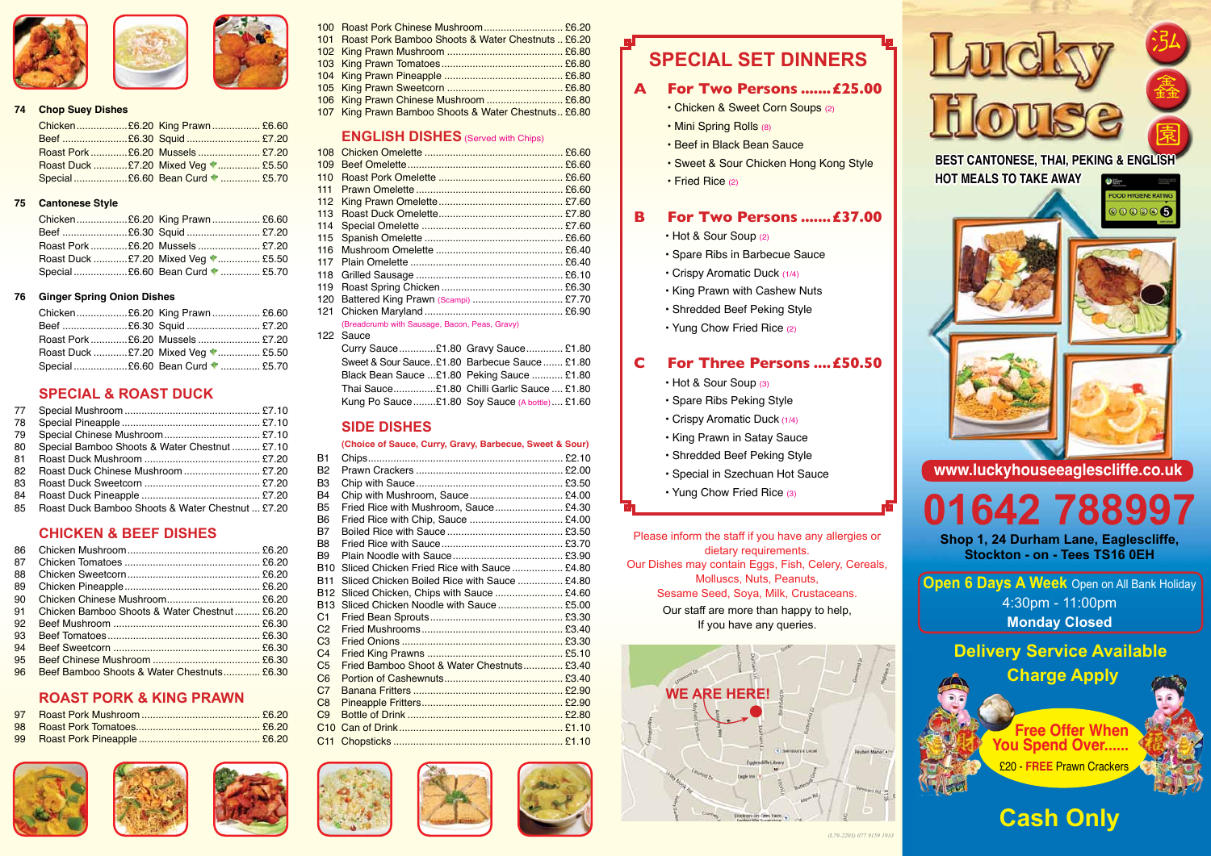**74 Chop Suey Dishes**

| | | | |
|---|---|---|---|
| Chicken | £6.20 | King Prawn | £6.60 |
| Beef | £6.30 | Squid | £7.20 |
| Roast Pork | £6.20 | Mussels | £7.20 |
| Roast Duck | £7.20 | Mixed Veg | £5.50 |
| Special | £6.60 | Bean Curd | £5.70 |

**75 Cantonese Style**

| | | | |
|---|---|---|---|
| Chicken | £6.20 | King Prawn | £6.60 |
| Beef | £6.30 | Squid | £7.20 |
| Roast Pork | £6.20 | Mussels | £7.20 |
| Roast Duck | £7.20 | Mixed Veg | £5.50 |
| Special | £6.60 | Bean Curd | £5.70 |

**76 Ginger Spring Onion Dishes**

| | | | |
|---|---|---|---|
| Chicken | £6.20 | King Prawn | £6.60 |
| Beef | £6.30 | Squid | £7.20 |
| Roast Pork | £6.20 | Mussels | £7.20 |
| Roast Duck | £7.20 | Mixed Veg | £5.50 |
| Special | £6.60 | Bean Curd | £5.70 |

## SPECIAL & ROAST DUCK

77 Special Mushroom ........ £7.10
78 Special Pineapple ........ £7.10
79 Special Chinese Mushroom ........ £7.10
80 Special Bamboo Shoots & Water Chestnut ........ £7.10
81 Roast Duck Mushroom ........ £7.20
82 Roast Duck Chinese Mushroom ........ £7.20
83 Roast Duck Sweetcorn ........ £7.20
84 Roast Duck Pineapple ........ £7.20
85 Roast Duck Bamboo Shoots & Water Chestnut ... £7.20

## CHICKEN & BEEF DISHES

86 Chicken Mushroom ........ £6.20
87 Chicken Tomatoes ........ £6.20
88 Chicken Sweetcorn ........ £6.20
89 Chicken Pineapple ........ £6.20
90 Chicken Chinese Mushroom ........ £6.20
91 Chicken Bamboo Shoots & Water Chestnut ........ £6.20
92 Beef Mushroom ........ £6.30
93 Beef Tomatoes ........ £6.30
94 Beef Sweetcorn ........ £6.30
95 Beef Chinese Mushroom ........ £6.30
96 Beef Bamboo Shoots & Water Chestnuts ........ £6.30

## ROAST PORK & KING PRAWN

97 Roast Pork Mushroom ........ £6.20
98 Roast Pork Tomatoes ........ £6.20
99 Roast Pork Pineapple ........ £6.20
100 Roast Pork Chinese Mushroom ........ £6.20
101 Roast Pork Bamboo Shoots & Water Chestnuts .. £6.20
102 King Prawn Mushroom ........ £6.80
103 King Prawn Tomatoes ........ £6.80
104 King Prawn Pineapple ........ £6.80
105 King Prawn Sweetcorn ........ £6.80
106 King Prawn Chinese Mushroom ........ £6.80
107 King Prawn Bamboo Shoots & Water Chestnuts .. £6.80

## ENGLISH DISHES (Served with Chips)

108 Chicken Omelette ........ £6.60
109 Beef Omelette ........ £6.60
110 Roast Pork Omelette ........ £6.60
111 Prawn Omelette ........ £6.60
112 King Prawn Omelette ........ £7.60
113 Roast Duck Omelette ........ £7.80
114 Special Omelette ........ £7.60
115 Spanish Omelette ........ £6.60
116 Mushroom Omelette ........ £6.40
117 Plain Omelette ........ £6.40
118 Grilled Sausage ........ £6.10
119 Roast Spring Chicken ........ £6.30
120 Battered King Prawn (Scampi) ........ £7.70
121 Chicken Maryland ........ £6.90
(Breadcrumb with Sausage, Bacon, Peas, Gravy)
122 Sauce

| | | | |
|---|---|---|---|
| Curry Sauce | £1.80 | Gravy Sauce | £1.80 |
| Sweet & Sour Sauce | £1.80 | Barbecue Sauce | £1.80 |
| Black Bean Sauce | £1.80 | Peking Sauce | £1.80 |
| Thai Sauce | £1.80 | Chilli Garlic Sauce | £1.80 |
| Kung Po Sauce | £1.80 | Soy Sauce (A bottle) | £1.60 |

## SIDE DISHES

(Choice of Sauce, Curry, Gravy, Barbecue, Sweet & Sour)

B1 Chips ........ £2.10
B2 Prawn Crackers ........ £2.00
B3 Chip with Sauce ........ £3.50
B4 Chip with Mushroom, Sauce ........ £4.00
B5 Fried Rice with Mushroom, Sauce ........ £4.30
B6 Fried Rice with Chip, Sauce ........ £4.00
B7 Boiled Rice with Sauce ........ £3.50
B8 Fried Rice with Sauce ........ £3.70
B9 Plain Noodle with Sauce ........ £3.90
B10 Sliced Chicken Fried Rice with Sauce ........ £4.80
B11 Sliced Chicken Boiled Rice with Sauce ........ £4.80
B12 Sliced Chicken, Chips with Sauce ........ £4.60
B13 Sliced Chicken Noodle with Sauce ........ £5.00
C1 Fried Bean Sprouts ........ £3.30
C2 Fried Mushrooms ........ £3.40
C3 Fried Onions ........ £3.30
C4 Fried King Prawns ........ £5.10
C5 Fried Bamboo Shoot & Water Chestnuts ........ £3.40
C6 Portion of Cashewnuts ........ £3.40
C7 Banana Fritters ........ £2.90
C8 Pineapple Fritters ........ £2.90
C9 Bottle of Drink ........ £2.80
C10 Can of Drink ........ £1.10
C11 Chopsticks ........ £1.10

## SPECIAL SET DINNERS

### A For Two Persons ....... £25.00

- Chicken & Sweet Corn Soups (2)
- Mini Spring Rolls (8)
- Beef in Black Bean Sauce
- Sweet & Sour Chicken Hong Kong Style
- Fried Rice (2)

### B For Two Persons ....... £37.00

- Hot & Sour Soup (2)
- Spare Ribs in Barbecue Sauce
- Crispy Aromatic Duck (1/4)
- King Prawn with Cashew Nuts
- Shredded Beef Peking Style
- Yung Chow Fried Rice (2)

### C For Three Persons .... £50.50

- Hot & Sour Soup (3)
- Spare Ribs Peking Style
- Crispy Aromatic Duck (1/4)
- King Prawn in Satay Sauce
- Shredded Beef Peking Style
- Special in Szechuan Hot Sauce
- Yung Chow Fried Rice (3)

Please inform the staff if you have any allergies or dietary requirements.
Our Dishes may contain Eggs, Fish, Celery, Cereals, Molluscs, Nuts, Peanuts, Sesame Seed, Soya, Milk, Crustaceans.
Our staff are more than happy to help, If you have any queries.

WE ARE HERE!

# Lucky House

**BEST CANTONESE, THAI, PEKING & ENGLISH HOT MEALS TO TAKE AWAY**

FOOD HYGIENE RATING 5

www.luckyhouseeaglescliffe.co.uk

# 01642 788997

**Shop 1, 24 Durham Lane, Eaglescliffe, Stockton - on - Tees TS16 0EH**

**Open 6 Days A Week** Open on All Bank Holiday
4:30pm - 11:00pm
**Monday Closed**

**Delivery Service Available**
**Charge Apply**

**Free Offer When You Spend Over......**
£20 - FREE Prawn Crackers

**Cash Only**